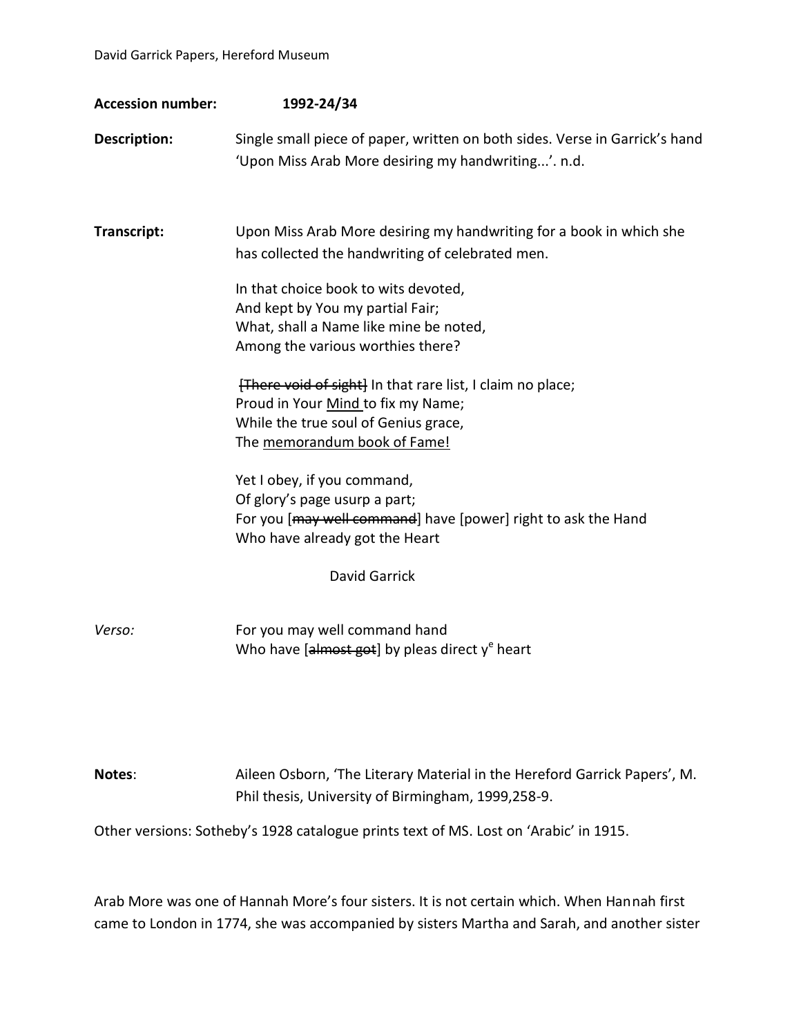**Accession number:** **1992-24/34**

**Description:** Single small piece of paper, written on both sides. Verse in Garrick's hand 'Upon Miss Arab More desiring my handwriting...'. n.d.

**Transcript:** Upon Miss Arab More desiring my handwriting for a book in which she has collected the handwriting of celebrated men.

In that choice book to wits devoted,  
And kept by You my partial Fair;  
What, shall a Name like mine be noted,  
Among the various worthies there?

~~[There void of sight]~~ In that rare list, I claim no place;  
Proud in Your <u>Mind</u> to fix my Name;  
While the true soul of Genius grace,  
The <u>memorandum book of Fame!</u>

Yet I obey, if you command,  
Of glory's page usurp a part;  
For you [~~may well command~~] have [power] right to ask the Hand  
Who have already got the Heart

David Garrick

*Verso:* For you may well command hand  
Who have [~~almost got~~] by pleas direct y[e] heart

**Notes**: Aileen Osborn, 'The Literary Material in the Hereford Garrick Papers', M. Phil thesis, University of Birmingham, 1999,258-9.

Other versions: Sotheby's 1928 catalogue prints text of MS. Lost on 'Arabic' in 1915.

Arab More was one of Hannah More's four sisters. It is not certain which. When Hannah first came to London in 1774, she was accompanied by sisters Martha and Sarah, and another sister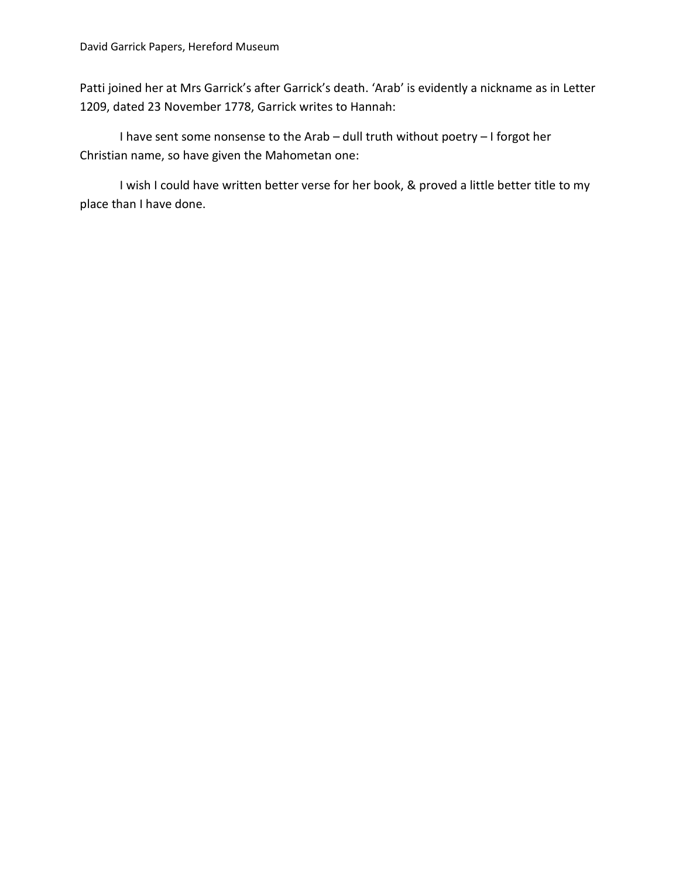Patti joined her at Mrs Garrick's after Garrick's death. 'Arab' is evidently a nickname as in Letter 1209, dated 23 November 1778, Garrick writes to Hannah:

I have sent some nonsense to the Arab – dull truth without poetry – I forgot her Christian name, so have given the Mahometan one:

I wish I could have written better verse for her book, & proved a little better title to my place than I have done.